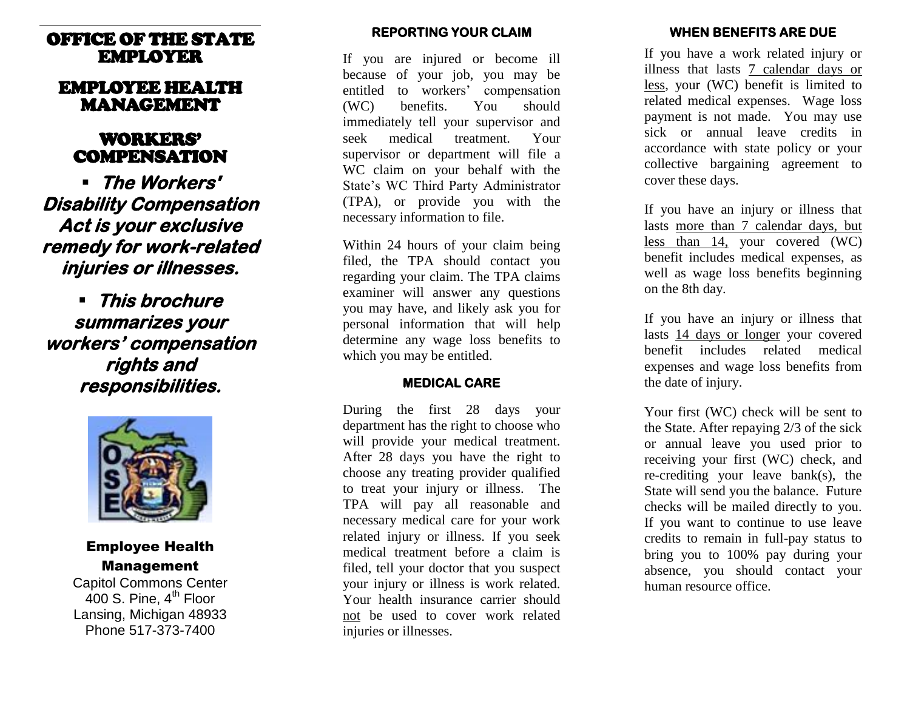# OFFICE OF THE STATE EMPLOYER

## EMPLOYEE HEALTH MANAGEMENT

## WORKERS' COMPENSATION

- ***The Workers' Disability Compensation Act is your exclusive remedy for work-related injuries or illnesses.***
- ***This brochure summarizes your workers' compensation rights and responsibilities.***

**Employee Health Management**
Capitol Commons Center
400 S. Pine, 4th Floor
Lansing, Michigan 48933
Phone 517-373-7400

### REPORTING YOUR CLAIM

If you are injured or become ill because of your job, you may be entitled to workers' compensation (WC) benefits. You should immediately tell your supervisor and seek medical treatment. Your supervisor or department will file a WC claim on your behalf with the State's WC Third Party Administrator (TPA), or provide you with the necessary information to file.

Within 24 hours of your claim being filed, the TPA should contact you regarding your claim. The TPA claims examiner will answer any questions you may have, and likely ask you for personal information that will help determine any wage loss benefits to which you may be entitled.

### MEDICAL CARE

During the first 28 days your department has the right to choose who will provide your medical treatment. After 28 days you have the right to choose any treating provider qualified to treat your injury or illness. The TPA will pay all reasonable and necessary medical care for your work related injury or illness. If you seek medical treatment before a claim is filed, tell your doctor that you suspect your injury or illness is work related. Your health insurance carrier should not be used to cover work related injuries or illnesses.

### WHEN BENEFITS ARE DUE

If you have a work related injury or illness that lasts 7 calendar days or less, your (WC) benefit is limited to related medical expenses. Wage loss payment is not made. You may use sick or annual leave credits in accordance with state policy or your collective bargaining agreement to cover these days.

If you have an injury or illness that lasts more than 7 calendar days, but less than 14, your covered (WC) benefit includes medical expenses, as well as wage loss benefits beginning on the 8th day.

If you have an injury or illness that lasts 14 days or longer your covered benefit includes related medical expenses and wage loss benefits from the date of injury.

Your first (WC) check will be sent to the State. After repaying 2/3 of the sick or annual leave you used prior to receiving your first (WC) check, and re-crediting your leave bank(s), the State will send you the balance. Future checks will be mailed directly to you. If you want to continue to use leave credits to remain in full-pay status to bring you to 100% pay during your absence, you should contact your human resource office.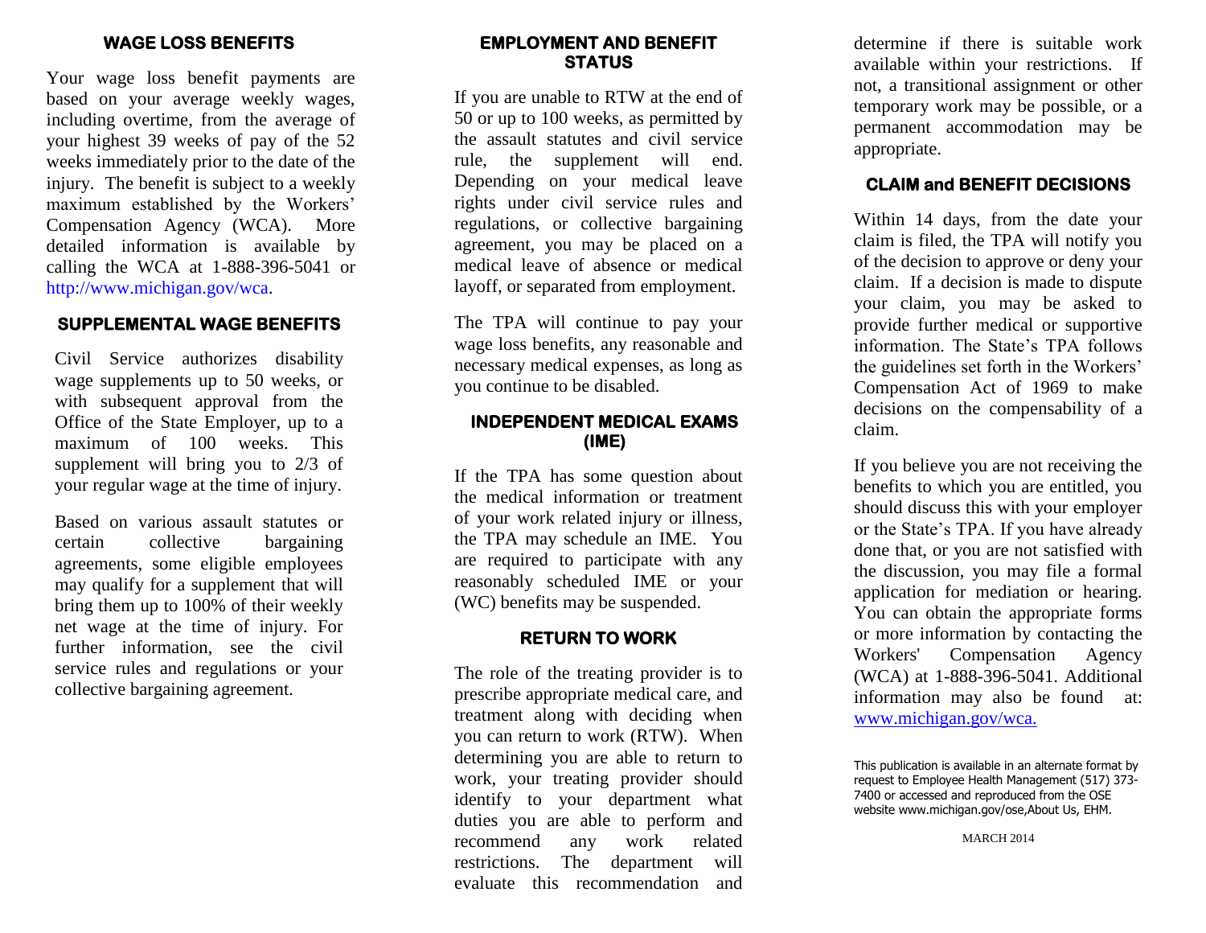## WAGE LOSS BENEFITS

Your wage loss benefit payments are based on your average weekly wages, including overtime, from the average of your highest 39 weeks of pay of the 52 weeks immediately prior to the date of the injury. The benefit is subject to a weekly maximum established by the Workers' Compensation Agency (WCA). More detailed information is available by calling the WCA at 1-888-396-5041 or http://www.michigan.gov/wca.

## SUPPLEMENTAL WAGE BENEFITS

Civil Service authorizes disability wage supplements up to 50 weeks, or with subsequent approval from the Office of the State Employer, up to a maximum of 100 weeks. This supplement will bring you to 2/3 of your regular wage at the time of injury.

Based on various assault statutes or certain collective bargaining agreements, some eligible employees may qualify for a supplement that will bring them up to 100% of their weekly net wage at the time of injury. For further information, see the civil service rules and regulations or your collective bargaining agreement.

## EMPLOYMENT AND BENEFIT STATUS

If you are unable to RTW at the end of 50 or up to 100 weeks, as permitted by the assault statutes and civil service rule, the supplement will end. Depending on your medical leave rights under civil service rules and regulations, or collective bargaining agreement, you may be placed on a medical leave of absence or medical layoff, or separated from employment.

The TPA will continue to pay your wage loss benefits, any reasonable and necessary medical expenses, as long as you continue to be disabled.

## INDEPENDENT MEDICAL EXAMS (IME)

If the TPA has some question about the medical information or treatment of your work related injury or illness, the TPA may schedule an IME. You are required to participate with any reasonably scheduled IME or your (WC) benefits may be suspended.

## RETURN TO WORK

The role of the treating provider is to prescribe appropriate medical care, and treatment along with deciding when you can return to work (RTW). When determining you are able to return to work, your treating provider should identify to your department what duties you are able to perform and recommend any work related restrictions. The department will evaluate this recommendation and determine if there is suitable work available within your restrictions. If not, a transitional assignment or other temporary work may be possible, or a permanent accommodation may be appropriate.

## CLAIM and BENEFIT DECISIONS

Within 14 days, from the date your claim is filed, the TPA will notify you of the decision to approve or deny your claim. If a decision is made to dispute your claim, you may be asked to provide further medical or supportive information. The State's TPA follows the guidelines set forth in the Workers' Compensation Act of 1969 to make decisions on the compensability of a claim.

If you believe you are not receiving the benefits to which you are entitled, you should discuss this with your employer or the State's TPA. If you have already done that, or you are not satisfied with the discussion, you may file a formal application for mediation or hearing. You can obtain the appropriate forms or more information by contacting the Workers' Compensation Agency (WCA) at 1-888-396-5041. Additional information may also be found at: www.michigan.gov/wca.

This publication is available in an alternate format by request to Employee Health Management (517) 373-7400 or accessed and reproduced from the OSE website www.michigan.gov/ose,About Us, EHM.

MARCH 2014